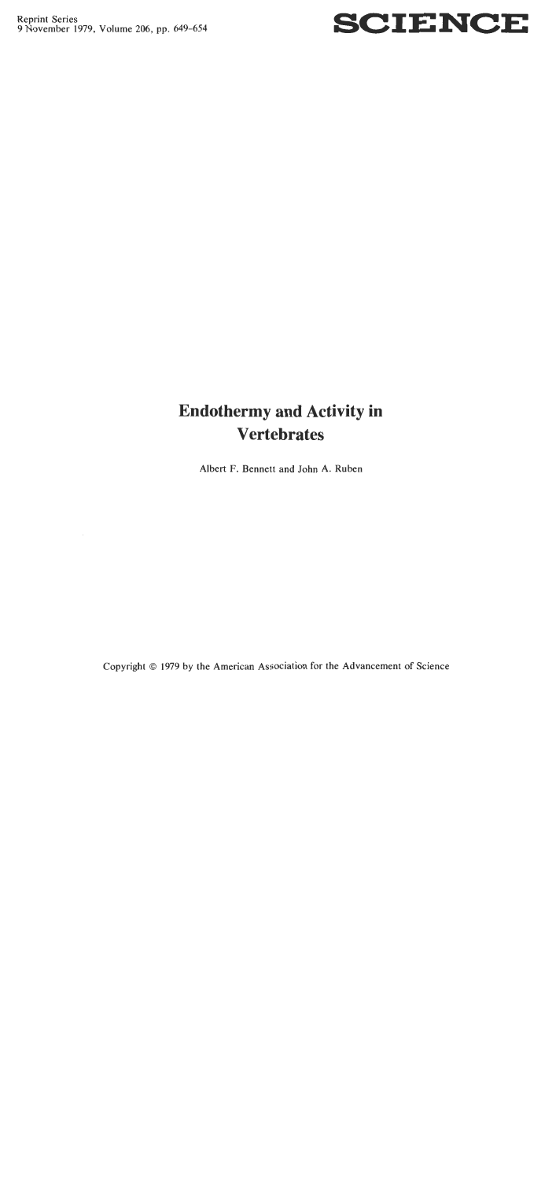Reprint Series
9 November 1979, Volume 206, pp. 649-654

# SCIENCE

# Endothermy and Activity in Vertebrates

Albert F. Bennett and John A. Ruben

Copyright © 1979 by the American Association for the Advancement of Science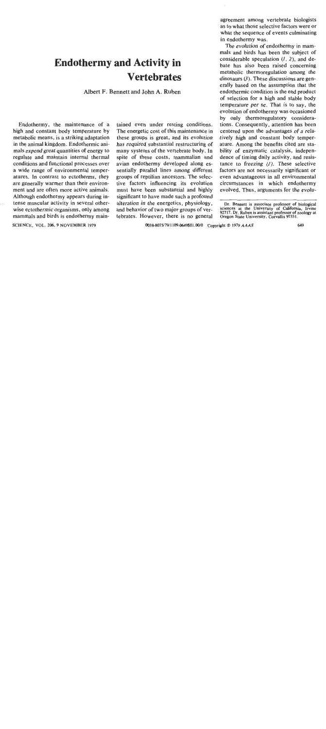# Endothermy and Activity in Vertebrates

Albert F. Bennett and John A. Ruben

Endothermy, the maintenance of a high and constant body temperature by metabolic means, is a striking adaptation in the animal kingdom. Endothermic animals *expend great* quantities of energy to regulate and maintain internal thermal conditions and functional processes over a wide range of environmental temperatures. In contrast to ectotherms, they are generally warmer than their environment and are often more active animals. Although endothermy appears during intense muscular activity in several otherwise ectothermic organisms, only among mammals and birds is endothermy maintained even under resting conditions. The energetic cost of this maintenance in these groups is great, and its evolution has required substantial restructuring of many systems of the vertebrate body. In spite of these costs, mammalian and avian endothermy developed along essentially parallel lines among different groups of reptilian ancestors. The selective factors influencing its evolution must have been substantial and highly significant to have made such a profound alteration in the energetics, physiology, and behavior of two major groups of vertebrates. However, there is no general agreement among vertebrate biologists as to what those selective factors were or what the sequence of events culminating in endothermy was.

The evolution of endothermy in mammals and birds has been the subject of considerable speculation (*1, 2*), and debate has also been raised concerning metabolic thermoregulation among the dinosaurs (*3*). These discussions are generally based on the assumption that the endothermic condition is the end product of selection for a high and stable body temperature *per se*. That is to say, the evolution of endothermy was occasioned by only thermoregulatory considerations. Consequently, attention has been centered upon the advantages of a relatively high and constant body temperature. Among the benefits cited are stability of enzymatic catalysis, independence of timing daily activity, and resistance to freezing (*1*). These selective factors are not necessarily significant or even advantageous in all environmental circumstances in which endothermy evolved. Thus, arguments for the evolu-

Dr. Bennett is associate professor of biological sciences at the University of California, Irvine 92717. Dr. Ruben is assistant professor of zoology at Oregon State University, Corvallis 97331.

0036-8075/79/1109-0649$01.00/0 Copyright © 1979 AAAS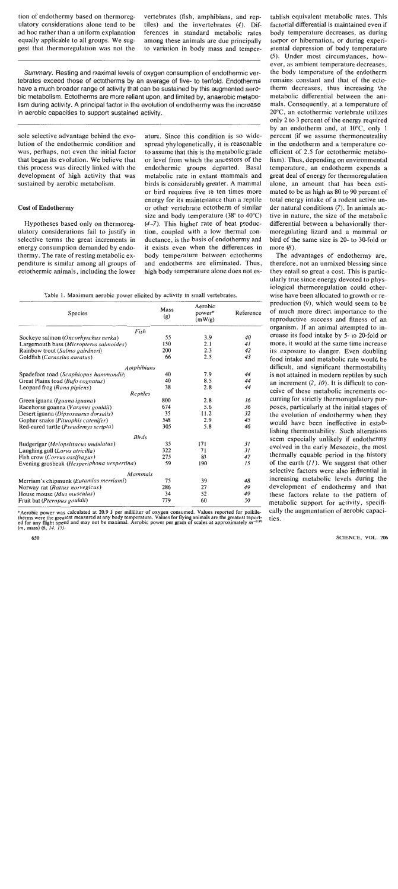tion of endothermy based on thermoregulatory considerations alone tend to be ad hoc rather than a uniform explanation equally applicable to all groups. We suggest that thermoregulation was not the sole selective advantage behind the evolution of the endothermic condition and was, perhaps, not even the initial factor that began its evolution. We believe that this process was directly linked with the development of high activity that was sustained by aerobic metabolism.

*Summary.* Resting and maximal levels of oxygen consumption of endothermic vertebrates exceed those of ectotherms by an average of five- to tenfold. Endotherms have a much broader range of activity that can be sustained by this augmented aerobic metabolism. Ectotherms are more reliant upon, and limited by, anaerobic metabolism during activity. A principal factor in the evolution of endothermy was the increase in aerobic capacities to support sustained activity.

## Cost of Endothermy

Hypotheses based only on thermoregulatory considerations fail to justify in selective terms the great increments in energy consumption demanded by endothermy. The rate of resting metabolic expenditure is similar among all groups of ectothermic animals, including the lower vertebrates (fish, amphibians, and reptiles) and the invertebrates (4). Differences in standard metabolic rates among these animals are due principally to variation in body mass and temperature. Since this condition is so widespread phylogenetically, it is reasonable to assume that this is the metabolic grade or level from which the ancestors of the endothermic groups departed. Basal metabolic rate in extant mammals and birds is considerably greater. A mammal or bird requires five to ten times more energy for its maintenance than a reptile or other vertebrate ectotherm of similar size and body temperature (38° to 40°C) (4–7). This higher rate of heat production, coupled with a low thermal conductance, is the basis of endothermy and it exists even when the differences in body temperature between ectotherms and endotherms are eliminated. Thus, high body temperature alone does not establish equivalent metabolic rates. This factorial differential is maintained even if body temperature decreases, as during torpor or hibernation, or during experimental depression of body temperature (5). Under most circumstances, however, as ambient temperature decreases, the body temperature of the endotherm remains constant and that of the ectotherm decreases, thus increasing the metabolic differential between the animals. Consequently, at a temperature of 20°C, an ectothermic vertebrate utilizes only 2 to 3 percent of the energy required by an endotherm and, at 10°C, only 1 percent (if we assume thermoneutrality in the endotherm and a temperature coefficient of 2.5 for ectothermic metabolism). Thus, depending on environmental temperature, an endotherm expends a great deal of energy for thermoregulation alone, an amount that has been estimated to be as high as 80 to 90 percent of total energy intake of a rodent active under natural conditions (7). In animals active in nature, the size of the metabolic differential between a behaviorally thermoregulating lizard and a mammal or bird of the same size is 20- to 30-fold or more (8).

The advantages of endothermy are, therefore, not an unmixed blessing since they entail so great a cost. This is particularly true since energy devoted to physiological thermoregulation could otherwise have been allocated to growth or reproduction (9), which would seem to be of much more direct importance to the reproductive success and fitness of an organism. If an animal attempted to increase its food intake by 5- to 20-fold or more, it would at the same time increase its exposure to danger. Even doubling food intake and metabolic rate would be difficult, and significant thermostability is not attained in modern reptiles by such an increment (2, 10). It is difficult to conceive of these metabolic increments occurring for strictly thermoregulatory purposes, particularly at the initial stages of the evolution of endothermy when they would have been ineffective in establishing thermostability. Such alterations seem especially unlikely if endothermy evolved in the early Mesozoic, the most thermally equable period in the history of the earth (11). We suggest that other selective factors were also influential in increasing metabolic levels during the development of endothermy and that these factors relate to the pattern of metabolic support for activity, specifically the augmentation of aerobic capacities.

Table 1. Maximum aerobic power elicited by activity in small vertebrates.

| Species | Mass (g) | Aerobic power* (mW/g) | Reference |
|---|---|---|---|
| *Fish* | | | |
| Sockeye salmon (*Oncorhynchus nerka*) | 55 | 3.9 | 40 |
| Largemouth bass (*Micropterus salmoides*) | 150 | 2.1 | 41 |
| Rainbow trout (*Salmo gairdneri*) | 200 | 2.3 | 42 |
| Goldfish (*Carassius auratus*) | 66 | 2.5 | 43 |
| *Amphibians* | | | |
| Spadefoot toad (*Scaphiopus hammondii*) | 40 | 7.9 | 44 |
| Great Plains toad (*Bufo cognatus*) | 40 | 8.5 | 44 |
| Leopard frog (*Rana pipiens*) | 38 | 2.8 | 44 |
| *Reptiles* | | | |
| Green iguana (*Iguana iguana*) | 800 | 2.8 | 16 |
| Racehorse goanna (*Varanus gouldii*) | 674 | 5.6 | 36 |
| Desert iguana (*Dipsosaurus dorsalis*) | 35 | 11.2 | 32 |
| Gopher snake (*Pituophis catenifer*) | 548 | 2.9 | 45 |
| Red-eared turtle (*Pseudemys scripta*) | 305 | 5.8 | 46 |
| *Birds* | | | |
| Budgerigar (*Melopsittacus undulatus*) | 35 | 171 | 31 |
| Laughing gull (*Larus atricilla*) | 322 | 71 | 31 |
| Fish crow (*Corvus ossifragus*) | 275 | 83 | 47 |
| Evening grosbeak (*Hesperiphona vespertina*) | 59 | 190 | 15 |
| *Mammals* | | | |
| Merriam's chipmunk (*Eutamias merriami*) | 75 | 39 | 48 |
| Norway rat (*Rattus norvegicus*) | 286 | 27 | 49 |
| House mouse (*Mus musculus*) | 34 | 52 | 49 |
| Fruit bat (*Pteropus gouldii*) | 779 | 60 | 50 |

*Aerobic power was calculated at 20.9 J per milliliter of oxygen consumed. Values reported for poikilotherms were the greatest measured at any body temperature. Values for flying animals are the greatest reported for any flight speed and may not be maximal. Aerobic power per gram of scales at approximately $m^{-0.25}$ ($m$, mass) (6, 14, 15).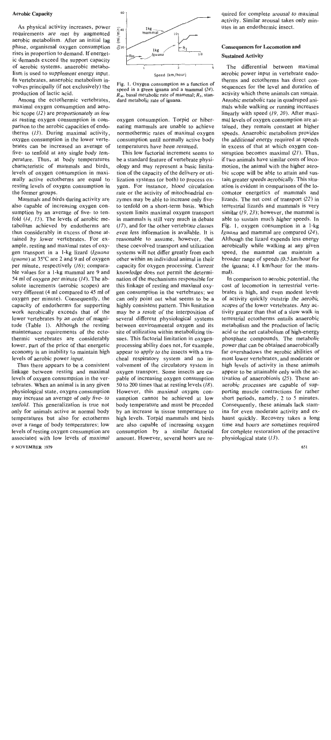## Aerobic Capacity

As physical activity increases, power requirements are met by augmented aerobic metabolism. After an initial lag phase, organismal oxygen consumption rises in proportion to demand. If energetic demands exceed the support capacity of aerobic systems, anaerobic metabolism is used to supplement energy input. In vertebrates, anaerobic metabolism involves principally (if not exclusively) the production of lactic acid.

Among the ectothermic vertebrates, maximal oxygen consumption and aerobic scope (*12*) are proportionately as low as resting oxygen consumption in comparison to the aerobic capacities of endotherms (*13*). During maximal activity, oxygen consumption in the lower vertebrates can be increased an average of five- to tenfold at any single body temperature. Thus, at body temperatures characteristic of mammals and birds, levels of oxygen consumption in maximally active ectotherms are equal to resting levels of oxygen consumption in the former groups.

Mammals and birds during activity are also capable of increasing oxygen consumption by an average of five- to tenfold (*14, 15*). The levels of aerobic metabolism achieved by endotherms are thus considerably in excess of those attained by lower vertebrates. For example, resting and maximal rates of oxygen transport in a 1-kg lizard (*Iguana iguana*) at 35°C are 2 and 9 ml of oxygen per minute, respectively (*16*); comparable values for a 1-kg mammal are 9 and 54 ml of oxygen per minute (*14*). The absolute increments (aerobic scopes) are very different (4 ml compared to 45 ml of oxygen per minute). Consequently, the capacity of endotherms for supporting work aerobically exceeds that of the lower vertebrates by an order of magnitude (Table 1). Although the resting maintenance requirements of the ectothermic vertebrates are considerably lower, part of the price of that energetic economy is an inability to maintain high levels of aerobic power input.

Thus there appears to be a consistent linkage between resting and maximal levels of oxygen consumption in the vertebrates. When an animal is in any given physiological state, oxygen consumption may increase an average of only five- to tenfold. This generalization is true not only for animals active at normal body temperatures but also for ectotherms over a range of body temperatures; low levels of resting oxygen consumption are associated with low levels of maximal oxygen consumption. Torpid or hibernating mammals are unable to achieve normothermic rates of maximal oxygen consumption until normally active body temperatures have been resumed.

This low factorial increment seems to be a standard feature of vertebrate physiology and may represent a basic limitation of the capacity of the delivery or utilization systems (or both) to process oxygen. For instance, blood circulation rate or the activity of mitochondrial enzymes may be able to increase only five- to tenfold on a short-term basis. Which system limits maximal oxygen transport in mammals is still very much in debate (*17*), and for the other vertebrate classes even less information is available. It is reasonable to assume, however, that these coevolved transport and utilization systems will not differ greatly from each other within an individual animal in their capacity for oxygen processing. Current knowledge does not permit the determination of the mechanisms responsible for this linkage of resting and maximal oxygen consumption in the vertebrates; we can only point out what seems to be a highly consistent pattern. This limitation may be a result of the interposition of several different physiological systems between environmental oxygen and its site of utilization within metabolizing tissues. This factorial limitation in oxygen-processing ability does not, for example, appear to apply to the insects with a tracheal respiratory system and no involvement of the circulatory system in oxygen transport. Some insects are capable of increasing oxygen consumption 50 to 200 times that at resting levels (*18*). However, this maximal oxygen consumption cannot be achieved at low body temperature and must be preceded by an increase in tissue temperature to high levels. Torpid mammals and birds are also capable of increasing oxygen consumption by a similar factorial amount. However, several hours are required for complete arousal to maximal activity. Similar arousal takes only minutes in an endothermic insect.

Fig. 1. Oxygen consumption as a function of speed in a green iguana and a mammal (*24*). $R_M$, basal metabolic rate of mammal; $R_I$, standard metabolic rate of iguana.

## Consequences for Locomotion and Sustained Activity

The differential between maximal aerobic power input in vertebrate endotherms and ectotherms has direct consequences for the level and duration of activity which these animals can sustain. Aerobic metabolic rate in quadruped animals while walking or running increases linearly with speed (*19, 20*). After maximal levels of oxygen consumption are attained, they remain constant at higher speeds. Anaerobic metabolism provides the additional energy required at speeds in excess of that at which oxygen consumption becomes maximal (*21*). Thus, if two animals have similar costs of locomotion, the animal with the higher aerobic scope will be able to attain and sustain greater speeds aerobically. This situation is evident in comparisons of the locomotor energetics of mammals and lizards. The net cost of transport (*22*) in terrestrial lizards and mammals is very similar (*19, 23*); however, the mammal is able to sustain much higher speeds. In Fig. 1, oxygen consumption in a 1-kg *Iguana* and mammal are compared (*24*). Although the lizard expends less energy aerobically while walking at any given speed, the mammal can maintain a broader range of speeds (0.5 km/hour for the iguana; 4.1 km/hour for the mammal).

In comparison to aerobic potential, the cost of locomotion in terrestrial vertebrates is high, and even modest levels of activity quickly outstrip the aerobic scopes of the lower vertebrates. Any activity greater than that of a slow walk in terrestrial ectotherms entails anaerobic metabolism and the production of lactic acid or the net catabolism of high-energy phosphate compounds. The metabolic power that can be obtained anaerobically far overshadows the aerobic abilities of most lower vertebrates, and moderate or high levels of activity in these animals appear to be attainable only with the activation of anaerobiosis (*25*). These anaerobic processes are capable of supporting muscle contractions for rather short periods, namely, 2 to 5 minutes. Consequently, these animals lack stamina for even moderate activity and exhaust quickly. Recovery takes a long time and hours are sometimes required for complete restoration of the preactive physiological state (*13*).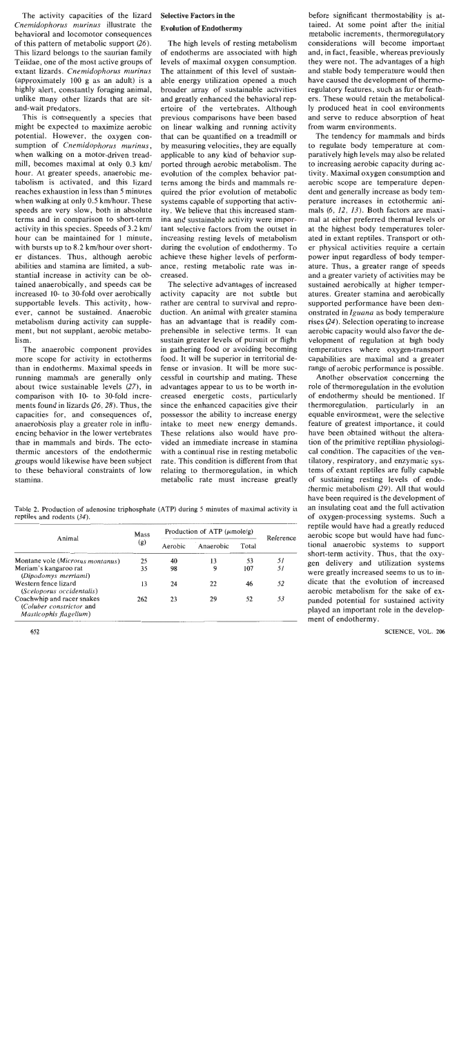The activity capacities of the lizard *Cnemidophorus murinus* illustrate the behavioral and locomotor consequences of this pattern of metabolic support (26). This lizard belongs to the saurian family Teiidae, one of the most active groups of extant lizards. *Cnemidophorus murinus* (approximately 100 g as an adult) is a highly alert, constantly foraging animal, unlike many other lizards that are sit-and-wait predators.

This is consequently a species that might be expected to maximize aerobic potential. However, the oxygen consumption of *Cnemidophorus murinus*, when walking on a motor-driven treadmill, becomes maximal at only 0.3 km/hour. At greater speeds, anaerobic metabolism is activated, and this lizard reaches exhaustion in less than 5 minutes when walking at only 0.5 km/hour. These speeds are very slow, both in absolute terms and in comparison to short-term activity in this species. Speeds of 3.2 km/hour can be maintained for 1 minute, with bursts up to 8.2 km/hour over shorter distances. Thus, although aerobic abilities and stamina are limited, a substantial increase in activity can be obtained anaerobically, and speeds can be increased 10- to 30-fold over aerobically supportable levels. This activity, however, cannot be sustained. Anaerobic metabolism during activity can supplement, but not supplant, aerobic metabolism.

The anaerobic component provides more scope for activity in ectotherms than in endotherms. Maximal speeds in running mammals are generally only about twice sustainable levels (27), in comparison with 10- to 30-fold increments found in lizards (26, 28). Thus, the capacities for, and consequences of, anaerobiosis play a greater role in influencing behavior in the lower vertebrates than in mammals and birds. The ectothermic ancestors of the endothermic groups would likewise have been subject to these behavioral constraints of low stamina.

## Selective Factors in the Evolution of Endothermy

The high levels of resting metabolism of endotherms are associated with high levels of maximal oxygen consumption. The attainment of this level of sustainable energy utilization opened a much broader array of sustainable activities and greatly enhanced the behavioral repertoire of the vertebrates. Although previous comparisons have been based on linear walking and running activity that can be quantified on a treadmill or by measuring velocities, they are equally applicable to any kind of behavior supported through aerobic metabolism. The evolution of the complex behavior patterns among the birds and mammals required the prior evolution of metabolic systems capable of supporting that activity. We believe that this increased stamina and sustainable activity were important selective factors from the outset in increasing resting levels of metabolism during the evolution of endothermy. To achieve these higher levels of performance, resting metabolic rate was increased.

The selective advantages of increased activity capacity are not subtle but rather are central to survival and reproduction. An animal with greater stamina has an advantage that is readily comprehensible in selective terms. It can sustain greater levels of pursuit or flight in gathering food or avoiding becoming food. It will be superior in territorial defense or invasion. It will be more successful in courtship and mating. These advantages appear to us to be worth increased energetic costs, particularly since the enhanced capacities give their possessor the ability to increase energy intake to meet new energy demands. These relations also would have provided an immediate increase in stamina with a continual rise in resting metabolic rate. This condition is different from that relating to thermoregulation, in which metabolic rate must increase greatly before significant thermostability is attained. At some point after the initial metabolic increments, thermoregulatory considerations will become important and, in fact, feasible, whereas previously they were not. The advantages of a high and stable body temperature would then have caused the development of thermoregulatory features, such as fur or feathers. These would retain the metabolically produced heat in cool environments and serve to reduce absorption of heat from warm environments.

The tendency for mammals and birds to regulate body temperature at comparatively high levels may also be related to increasing aerobic capacity during activity. Maximal oxygen consumption and aerobic scope are temperature dependent and generally increase as body temperature increases in ectothermic animals (6, 12, 13). Both factors are maximal at either preferred thermal levels or at the highest body temperatures tolerated in extant reptiles. Transport or other physical activities require a certain power input regardless of body temperature. Thus, a greater range of speeds and a greater variety of activities may be sustained aerobically at higher temperatures. Greater stamina and aerobically supported performance have been demonstrated in *Iguana* as body temperature rises (24). Selection operating to increase aerobic capacity would also favor the development of regulation at high body temperatures where oxygen-transport capabilities are maximal and a greater range of aerobic performance is possible.

Another observation concerning the role of thermoregulation in the evolution of endothermy should be mentioned. If thermoregulation, particularly in an equable environment, were the selective feature of greatest importance, it could have been obtained without the alteration of the primitive reptilian physiological condition. The capacities of the ventilatory, respiratory, and enzymatic systems of extant reptiles are fully capable of sustaining resting levels of endothermic metabolism (29). All that would have been required is the development of an insulating coat and the full activation of oxygen-processing systems. Such a reptile would have had a greatly reduced aerobic scope but would have had functional anaerobic systems to support short-term activity. Thus, that the oxygen delivery and utilization systems were greatly increased seems to us to indicate that the evolution of increased aerobic metabolism for the sake of expanded potential for sustained activity played an important role in the development of endothermy.

Table 2. Production of adenosine triphosphate (ATP) during 5 minutes of maximal activity in reptiles and rodents (34).

| Animal | Mass (g) | Production of ATP (μmole/g) | | | Reference |
|---|---|---|---|---|---|
| | | Aerobic | Anaerobic | Total | |
| Montane vole (*Microtus montanus*) | 25 | 40 | 13 | 53 | 51 |
| Meriam's kangaroo rat (*Dipodomys merriami*) | 35 | 98 | 9 | 107 | 51 |
| Western fence lizard (*Sceloporus occidentalis*) | 13 | 24 | 22 | 46 | 52 |
| Coachwhip and racer snakes (*Coluber constrictor* and *Masticophis flagellum*) | 262 | 23 | 29 | 52 | 53 |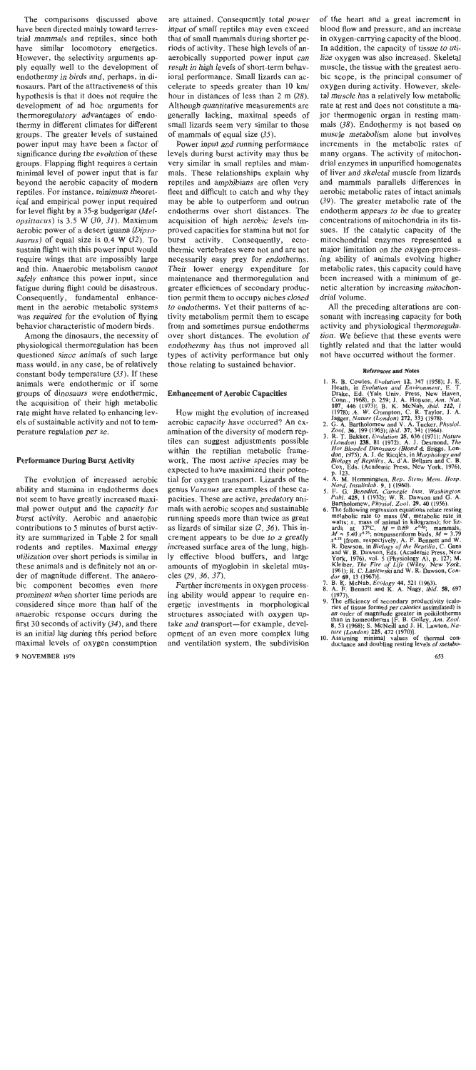The comparisons discussed above have been directed mainly toward terrestrial mammals and reptiles, since both have similar locomotory energetics. However, the selectivity arguments apply equally well to the development of endothermy in birds and, perhaps, in dinosaurs. Part of the attractiveness of this hypothesis is that it does not require the development of ad hoc arguments for thermoregulatory advantages of endothermy in different climates for different groups. The greater levels of sustained power input may have been a factor of significance during the evolution of these groups. Flapping flight requires a certain minimal level of power input that is far beyond the aerobic capacity of modern reptiles. For instance, minimum theoretical and empirical power input required for level flight by a 35-g budgerigar (*Melopsittacus*) is 3.5 W (*30, 31*). Maximum aerobic power of a desert iguana (*Dipsosaurus*) of equal size is 0.4 W (*32*). To sustain flight with this power input would require wings that are impossibly large and thin. Anaerobic metabolism cannot safely enhance this power input, since fatigue during flight could be disastrous. Consequently, fundamental enhancement in the aerobic metabolic systems was required for the evolution of flying behavior characteristic of modern birds.

Among the dinosaurs, the necessity of physiological thermoregulation has been questioned since animals of such large mass would, in any case, be of relatively constant body temperature (*33*). If these animals were endothermic or if some groups of dinosaurs were endothermic, the acquisition of their high metabolic rate might have related to enhancing levels of sustainable activity and not to temperature regulation *per se*.

## Performance During Burst Activity

The evolution of increased aerobic ability and stamina in endotherms does not seem to have greatly increased maximal power output and the capacity for burst activity. Aerobic and anaerobic contributions to 5 minutes of burst activity are summarized in Table 2 for small rodents and reptiles. Maximal energy utilization over short periods is similar in these animals and is definitely not an order of magnitude different. The anaerobic component becomes even more prominent when shorter time periods are considered since more than half of the anaerobic response occurs during the first 30 seconds of activity (*34*), and there is an initial lag during this period before maximal levels of oxygen consumption are attained. Consequently total power input of small reptiles may even exceed that of small mammals during shorter periods of activity. These high levels of anaerobically supported power input can result in high levels of short-term behavioral performance. Small lizards can accelerate to speeds greater than 10 km/hour in distances of less than 2 m (*28*). Although quantitative measurements are generally lacking, maximal speeds of small lizards seem very similar to those of mammals of equal size (*35*).

Power input and running performance levels during burst activity may thus be very similar in small reptiles and mammals. These relationships explain why reptiles and amphibians are often very fleet and difficult to catch and why they may be able to outperform and outrun endotherms over short distances. The acquisition of high aerobic levels improved capacities for stamina but not for burst activity. Consequently, ectothermic vertebrates were not and are not necessarily easy prey for endotherms. Their lower energy expenditure for maintenance and thermoregulation and greater efficiences of secondary production permit them to occupy niches closed to endotherms. Yet their patterns of activity metabolism permit them to escape from and sometimes pursue endotherms over short distances. The evolution of endothermy has thus not improved all types of activity performance but only those relating to sustained behavior.

## Enhancement of Aerobic Capacities

How might the evolution of increased aerobic capacity have occurred? An examination of the diversity of modern reptiles can suggest adjustments possible within the reptilian metabolic framework. The most active species may be expected to have maximized their potential for oxygen transport. Lizards of the genus *Varanus* are examples of these capacities. These are active, predatory animals with aerobic scopes and sustainable running speeds more than twice as great as lizards of similar size (*2, 36*). This increment appears to be due to a greatly increased surface area of the lung, highly effective blood buffers, and large amounts of myoglobin in skeletal muscles (*29, 36, 37*).

Further increments in oxygen processing ability would appear to require energetic investments in morphological structures associated with oxygen uptake and transport—for example, development of an even more complex lung and ventilation system, the subdivision of the heart and a great increment in blood flow and pressure, and an increase in oxygen-carrying capacity of the blood. In addition, the capacity of tissue to utilize oxygen was also increased. Skeletal muscle, the tissue with the greatest aerobic scope, is the principal consumer of oxygen during activity. However, skeletal muscle has a relatively low metabolic rate at rest and does not constitute a major thermogenic organ in resting mammals (*38*). Endothermy is not based on muscle metabolism alone but involves increments in the metabolic rates of many organs. The activity of mitochondrial enzymes in unpurified homogenates of liver and skeletal muscle from lizards and mammals parallels differences in aerobic metabolic rates of intact animals (*39*). The greater metabolic rate of the endotherm appears to be due to greater concentrations of mitochondria in its tissues. If the catalytic capacity of the mitochondrial enzymes represented a major limitation on the oxygen-processing ability of animals evolving higher metabolic rates, this capacity could have been increased with a minimum of genetic alteration by increasing mitochondrial volume.

All the preceding alterations are consonant with increasing capacity for both activity and physiological thermoregulation. We believe that these events were tightly related and that the latter would not have occurred without the former.

### References and Notes

1. R. B. Cowles, *Evolution* **12**, 347 (1958); J. E. Heath, in *Evolution and Environment*, E. T. Drake, Ed. (Yale Univ. Press, New Haven, Conn., 1968), p. 259; J. A. Hopson, *Am. Nat.* **107**, 446 (1973); B. K. McNab, *ibid.* **112**, 1 (1978); A. W. Crompton, C. R. Taylor, J. A. Jagger, *Nature (London)* **272**, 333 (1978).
2. G. A. Bartholomew and V. A. Tucker, *Physiol. Zool.* **36**, 199 (1963); *ibid.* **37**, 341 (1964).
3. R. T. Bakker, *Evolution* **25**, 636 (1971); *Nature (London)* **238**, 81 (1972); A. J. Desmond, *The Hot Blooded Dinosaurs* (Blond & Briggs, London, 1975); A. J. de Ricqlès, in *Morphology and Biology of Reptiles*, A. d'A. Bellairs and C. B. Cox, Eds. (Academic Press, New York, 1976), p. 123.
4. A. M. Hemmingsen, *Rep. Steno Mem. Hosp. Nord. Insulinlab.* **9**, 1 (1960).
5. F. G. Benedict, *Carnegie Inst. Washington Publ.* **425**, 1 (1932); W. R. Dawson and G. A. Bartholomew, *Physiol. Zool.* **29**, 40 (1956).
6. The following regression equations relate resting metabolic rate to mass ($M$, metabolic rate in watts; $x$, mass of animal in kilograms); for lizards at 37°C, $M = 0.69\ x^{0.62}$; mammals, $M = 3.40\ x^{0.75}$; nonpasseriform birds, $M = 3.79\ x^{0.72}$ [from, respectively, A. F. Bennett and W. R. Dawson, in *Biology of the Reptilia*, C. Gans and W. R. Dawson, Eds. (Academic Press, New York, 1976), vol. 5 (Physiology A), p. 127; M. Kleiber, *The Fire of Life* (Wiley, New York, 1961); R. C. Lasiewski and W. R. Dawson, *Condor* **69**, 13 (1967)].
7. B. K. McNab, *Ecology* **44**, 521 (1963).
8. A. F. Bennett and K. A. Nagy, *ibid.* **58**, 697 (1977).
9. The efficiency of secondary productivity (calories of tissue formed per calories assimilated) is an order of magnitude greater in poikilotherms than in homeotherms [F. B. Golley, *Am. Zool.* **8**, 53 (1968); S. McNeill and J. H. Lawton, *Nature (London)* **225**, 472 (1970)].
10. Assuming minimal values of thermal conductance and doubling resting levels of metabo-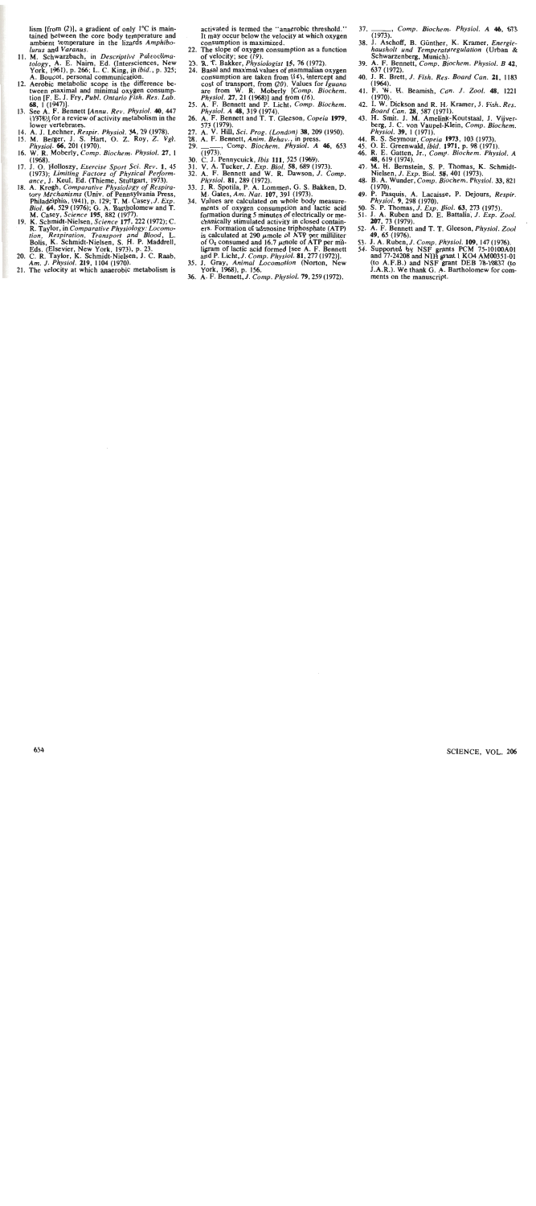lism [from (2)], a gradient of only 1°C is maintained between the core body temperature and ambient temperature in the lizards *Amphibolurus* and *Varanus*.

11. M. Schwarzbach, in *Descriptive Paleoclimatology*, A. E. Nairn, Ed. (Intersciences, New York, 1961), p. 266; L. C. King, in *ibid.*, p. 325; A. Boucot, personal communication.
12. Aerobic metabolic scope is the difference between maximal and minimal oxygen consumption [F. E. J. Fry, *Publ. Ontario Fish. Res. Lab.* **68**, 1 (1947)].
13. See A. F. Bennett [*Annu. Rev. Physiol.* **40**, 447 (1978)] for a review of activity metabolism in the lower vertebrates.
14. A. J. Lechner, *Respir. Physiol.* **34**, 29 (1978).
15. M. Berger, J. S. Hart, O. Z. Roy, *Z. Vgl. Physiol.* **66**, 201 (1970).
16. W. R. Moberly, *Comp. Biochem. Physiol.* **27**, 1 (1968).
17. J. O. Holloszy, *Exercise Sport Sci. Rev.* **1**, 45 (1973); *Limiting Factors of Physical Performance*, J. Keul, Ed. (Thieme, Stuttgart, 1973).
18. A. Krogh, *Comparative Physiology of Respiratory Mechanisms* (Univ. of Pennsylvania Press, Philadelphia, 1941), p. 129; T. M. Casey, *J. Exp. Biol.* **64**, 529 (1976); G. A. Bartholomew and T. M. Casey, *Science* **195**, 882 (1977).
19. K. Schmidt-Nielsen, *Science* **177**, 222 (1972); C. R. Taylor, in *Comparative Physiology: Locomotion, Respiration, Transport and Blood*, L. Bolis, K. Schmidt-Nielsen, S. H. P. Maddrell, Eds. (Elsevier, New York, 1973), p. 23.
20. C. R. Taylor, K. Schmidt-Nielsen, J. C. Raab, *Am. J. Physiol.* **219**, 1104 (1970).
21. The velocity at which anaerobic metabolism is activated is termed the "anaerobic threshold." It may occur below the velocity at which oxygen consumption is maximized.
22. The slope of oxygen consumption as a function of velocity; see (19).
23. R. T. Bakker, *Physiologist* **15**, 76 (1972).
24. Basal and maximal values of mammalian oxygen consumption are taken from (14), intercept and cost of transport, from (20). Values for *Iguana* are from W. R. Moberly [*Comp. Biochem. Physiol.* **27**, 21 (1968)] and from (16).
25. A. F. Bennett and P. Licht, *Comp. Biochem. Physiol. A* **48**, 319 (1974).
26. A. F. Bennett and T. T. Gleeson, *Copeia* **1979**, 573 (1979).
27. A. V. Hill, *Sci. Prog. (London)* **38**, 209 (1950).
28. A. F. Bennett, *Anim. Behav.*, in press.
29. ———, *Comp. Biochem. Physiol. A* **46**, 653 (1973).
30. C. J. Pennycuick, *Ibis* **111**, 525 (1969).
31. V. A. Tucker, *J. Exp. Biol.* **58**, 689 (1973).
32. A. F. Bennett and W. R. Dawson, *J. Comp. Physiol.* **81**, 289 (1972).
33. J. R. Spotila, P. A. Lommen, G. S. Bakken, D. M. Gates, *Am. Nat.* **107**, 391 (1973).
34. Values are calculated on whole body measurements of oxygen consumption and lactic acid formation during 5 minutes of electrically or mechanically stimulated activity in closed containers. Formation of adenosine triphosphate (ATP) is calculated at 290 $\mu$mole of ATP per milliliter of $O_2$ consumed and 16.7 $\mu$mole of ATP per milligram of lactic acid formed [see A. F. Bennett and P. Licht, *J. Comp. Physiol.* **81**, 277 (1972)].
35. J. Gray, *Animal Locomotion* (Norton, New York, 1968), p. 156.
36. A. F. Bennett, *J. Comp. Physiol.* **79**, 259 (1972).
37. ———, *Comp. Biochem. Physiol. A* **46**, 673 (1973).
38. J. Aschoff, B. Günther, K. Kramer, *Energiehaushalt und Temperaturregulation* (Urban & Schwarzenberg, Munich).
39. A. F. Bennett, *Comp. Biochem. Physiol. B* **42**, 637 (1972).
40. J. R. Brett, *J. Fish. Res. Board Can.* **21**, 1183 (1964).
41. F. W. H. Beamish, *Can. J. Zool.* **48**, 1221 (1970).
42. I. W. Dickson and R. H. Kramer, *J. Fish. Res. Board Can.* **28**, 587 (1971).
43. H. Smit, J. M. Amelink-Koutstaal, J. Vijverberg, J. C. von Vaupel-Klein, *Comp. Biochem. Physiol.* **39**, 1 (1971).
44. R. S. Seymour, *Copeia* **1973**, 103 (1973).
45. O. E. Greenwald, *ibid.* **1971**, p. 98 (1971).
46. R. E. Gatten, Jr., *Comp. Biochem. Physiol. A* **48**, 619 (1974).
47. M. H. Bernstein, S. P. Thomas, K. Schmidt-Nielsen, *J. Exp. Biol.* **58**, 401 (1973).
48. B. A. Wunder, *Comp. Biochem. Physiol.* **33**, 821 (1970).
49. P. Pasquis, A. Lacaisse, P. Dejours, *Respir. Physiol.* **9**, 298 (1970).
50. S. P. Thomas, *J. Exp. Biol.* **63**, 273 (1975).
51. J. A. Ruben and D. E. Battalia, *J. Exp. Zool.* **207**, 73 (1979).
52. A. F. Bennett and T. T. Gleeson, *Physiol. Zool* **49**, 65 (1976).
53. J. A. Ruben, *J. Comp. Physiol.* **109**, 147 (1976).
54. Supported by NSF grants PCM 75-10100A01 and 77-24208 and NIH grant 1 KO4 AM00351-01 (to A.F.B.) and NSF grant DEB 78-08837 (to J.A.R.). We thank G. A. Bartholomew for comments on the manuscript.